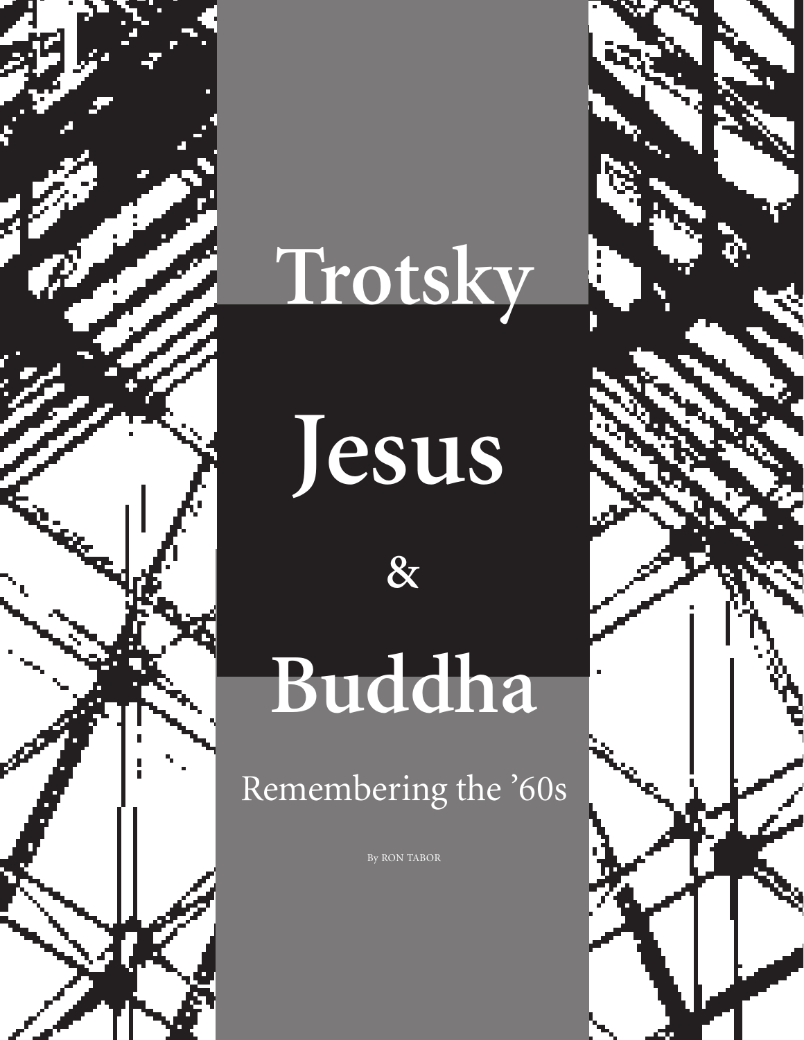# Trotsky Jesus & Buddha

## Remembering the ’60s

By RON TABOR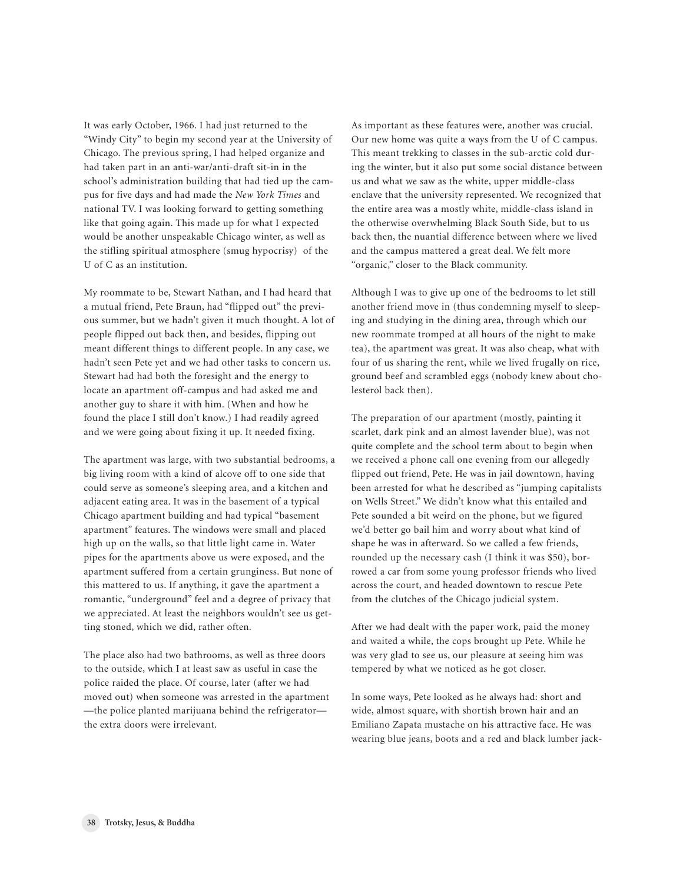It was early October, 1966. I had just returned to the "Windy City" to begin my second year at the University of Chicago. The previous spring, I had helped organize and had taken part in an anti-war/anti-draft sit-in in the school's administration building that had tied up the campus for five days and had made the *New York Times* and national TV. I was looking forward to getting something like that going again. This made up for what I expected would be another unspeakable Chicago winter, as well as the stifling spiritual atmosphere (smug hypocrisy) of the U of C as an institution.

My roommate to be, Stewart Nathan, and I had heard that a mutual friend, Pete Braun, had "flipped out" the previous summer, but we hadn't given it much thought. A lot of people flipped out back then, and besides, flipping out meant different things to different people. In any case, we hadn't seen Pete yet and we had other tasks to concern us. Stewart had had both the foresight and the energy to locate an apartment off-campus and had asked me and another guy to share it with him. (When and how he found the place I still don't know.) I had readily agreed and we were going about fixing it up. It needed fixing.

The apartment was large, with two substantial bedrooms, a big living room with a kind of alcove off to one side that could serve as someone's sleeping area, and a kitchen and adjacent eating area. It was in the basement of a typical Chicago apartment building and had typical "basement apartment" features. The windows were small and placed high up on the walls, so that little light came in. Water pipes for the apartments above us were exposed, and the apartment suffered from a certain grunginess. But none of this mattered to us. If anything, it gave the apartment a romantic, "underground" feel and a degree of privacy that we appreciated. At least the neighbors wouldn't see us getting stoned, which we did, rather often.

The place also had two bathrooms, as well as three doors to the outside, which I at least saw as useful in case the police raided the place. Of course, later (after we had moved out) when someone was arrested in the apartment —the police planted marijuana behind the refrigerator— the extra doors were irrelevant.

As important as these features were, another was crucial. Our new home was quite a ways from the U of C campus. This meant trekking to classes in the sub-arctic cold during the winter, but it also put some social distance between us and what we saw as the white, upper middle-class enclave that the university represented. We recognized that the entire area was a mostly white, middle-class island in the otherwise overwhelming Black South Side, but to us back then, the nuantial difference between where we lived and the campus mattered a great deal. We felt more "organic," closer to the Black community.

Although I was to give up one of the bedrooms to let still another friend move in (thus condemning myself to sleeping and studying in the dining area, through which our new roommate tromped at all hours of the night to make tea), the apartment was great. It was also cheap, what with four of us sharing the rent, while we lived frugally on rice, ground beef and scrambled eggs (nobody knew about cholesterol back then).

The preparation of our apartment (mostly, painting it scarlet, dark pink and an almost lavender blue), was not quite complete and the school term about to begin when we received a phone call one evening from our allegedly flipped out friend, Pete. He was in jail downtown, having been arrested for what he described as "jumping capitalists on Wells Street." We didn't know what this entailed and Pete sounded a bit weird on the phone, but we figured we'd better go bail him and worry about what kind of shape he was in afterward. So we called a few friends, rounded up the necessary cash (I think it was $50), borrowed a car from some young professor friends who lived across the court, and headed downtown to rescue Pete from the clutches of the Chicago judicial system.

After we had dealt with the paper work, paid the money and waited a while, the cops brought up Pete. While he was very glad to see us, our pleasure at seeing him was tempered by what we noticed as he got closer.

In some ways, Pete looked as he always had: short and wide, almost square, with shortish brown hair and an Emiliano Zapata mustache on his attractive face. He was wearing blue jeans, boots and a red and black lumber jack-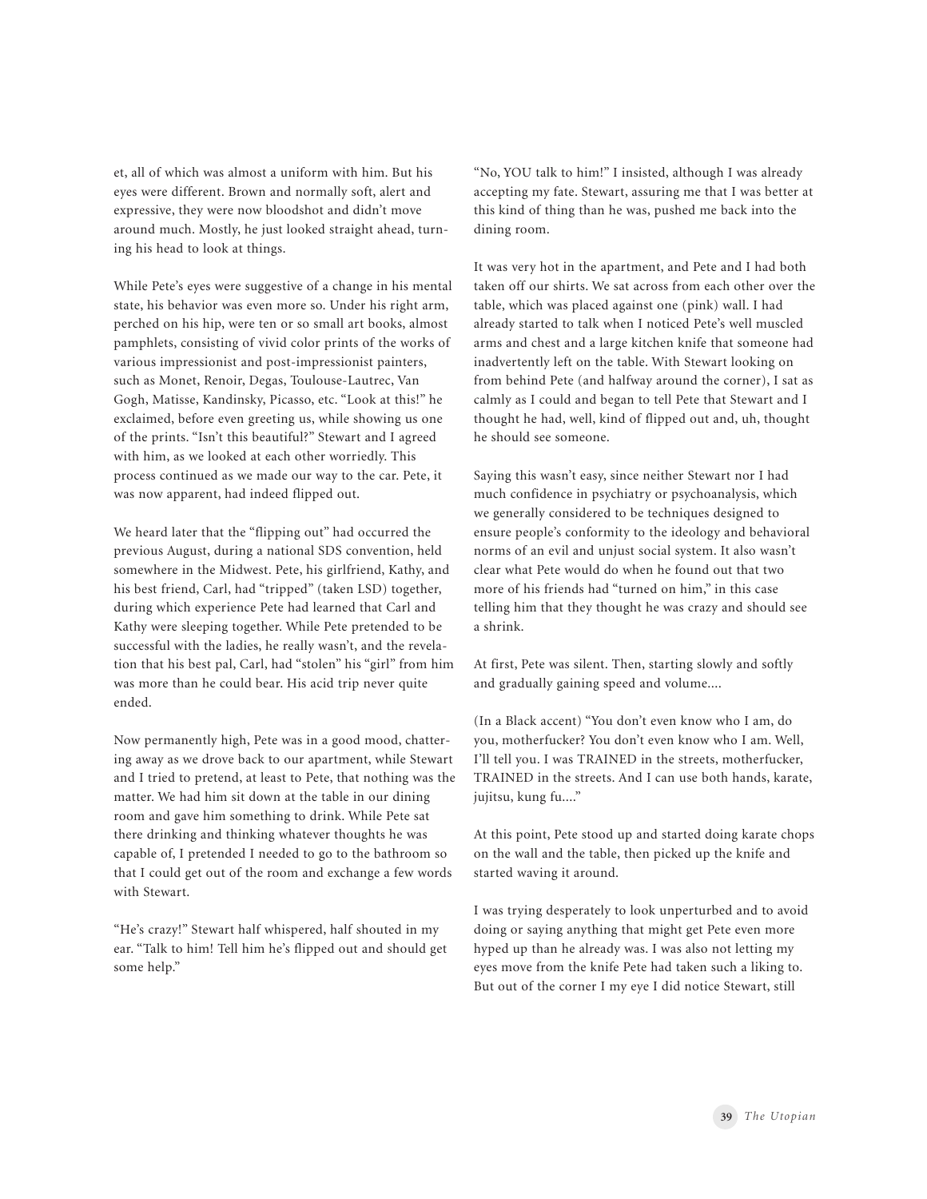et, all of which was almost a uniform with him. But his eyes were different. Brown and normally soft, alert and expressive, they were now bloodshot and didn't move around much. Mostly, he just looked straight ahead, turning his head to look at things.

While Pete's eyes were suggestive of a change in his mental state, his behavior was even more so. Under his right arm, perched on his hip, were ten or so small art books, almost pamphlets, consisting of vivid color prints of the works of various impressionist and post-impressionist painters, such as Monet, Renoir, Degas, Toulouse-Lautrec, Van Gogh, Matisse, Kandinsky, Picasso, etc. "Look at this!" he exclaimed, before even greeting us, while showing us one of the prints. "Isn't this beautiful?" Stewart and I agreed with him, as we looked at each other worriedly. This process continued as we made our way to the car. Pete, it was now apparent, had indeed flipped out.

We heard later that the "flipping out" had occurred the previous August, during a national SDS convention, held somewhere in the Midwest. Pete, his girlfriend, Kathy, and his best friend, Carl, had "tripped" (taken LSD) together, during which experience Pete had learned that Carl and Kathy were sleeping together. While Pete pretended to be successful with the ladies, he really wasn't, and the revelation that his best pal, Carl, had "stolen" his "girl" from him was more than he could bear. His acid trip never quite ended.

Now permanently high, Pete was in a good mood, chattering away as we drove back to our apartment, while Stewart and I tried to pretend, at least to Pete, that nothing was the matter. We had him sit down at the table in our dining room and gave him something to drink. While Pete sat there drinking and thinking whatever thoughts he was capable of, I pretended I needed to go to the bathroom so that I could get out of the room and exchange a few words with Stewart.

"He's crazy!" Stewart half whispered, half shouted in my ear. "Talk to him! Tell him he's flipped out and should get some help."

"No, YOU talk to him!" I insisted, although I was already accepting my fate. Stewart, assuring me that I was better at this kind of thing than he was, pushed me back into the dining room.

It was very hot in the apartment, and Pete and I had both taken off our shirts. We sat across from each other over the table, which was placed against one (pink) wall. I had already started to talk when I noticed Pete's well muscled arms and chest and a large kitchen knife that someone had inadvertently left on the table. With Stewart looking on from behind Pete (and halfway around the corner), I sat as calmly as I could and began to tell Pete that Stewart and I thought he had, well, kind of flipped out and, uh, thought he should see someone.

Saying this wasn't easy, since neither Stewart nor I had much confidence in psychiatry or psychoanalysis, which we generally considered to be techniques designed to ensure people's conformity to the ideology and behavioral norms of an evil and unjust social system. It also wasn't clear what Pete would do when he found out that two more of his friends had "turned on him," in this case telling him that they thought he was crazy and should see a shrink.

At first, Pete was silent. Then, starting slowly and softly and gradually gaining speed and volume....

(In a Black accent) "You don't even know who I am, do you, motherfucker? You don't even know who I am. Well, I'll tell you. I was TRAINED in the streets, motherfucker, TRAINED in the streets. And I can use both hands, karate, jujitsu, kung fu...."

At this point, Pete stood up and started doing karate chops on the wall and the table, then picked up the knife and started waving it around.

I was trying desperately to look unperturbed and to avoid doing or saying anything that might get Pete even more hyped up than he already was. I was also not letting my eyes move from the knife Pete had taken such a liking to. But out of the corner I my eye I did notice Stewart, still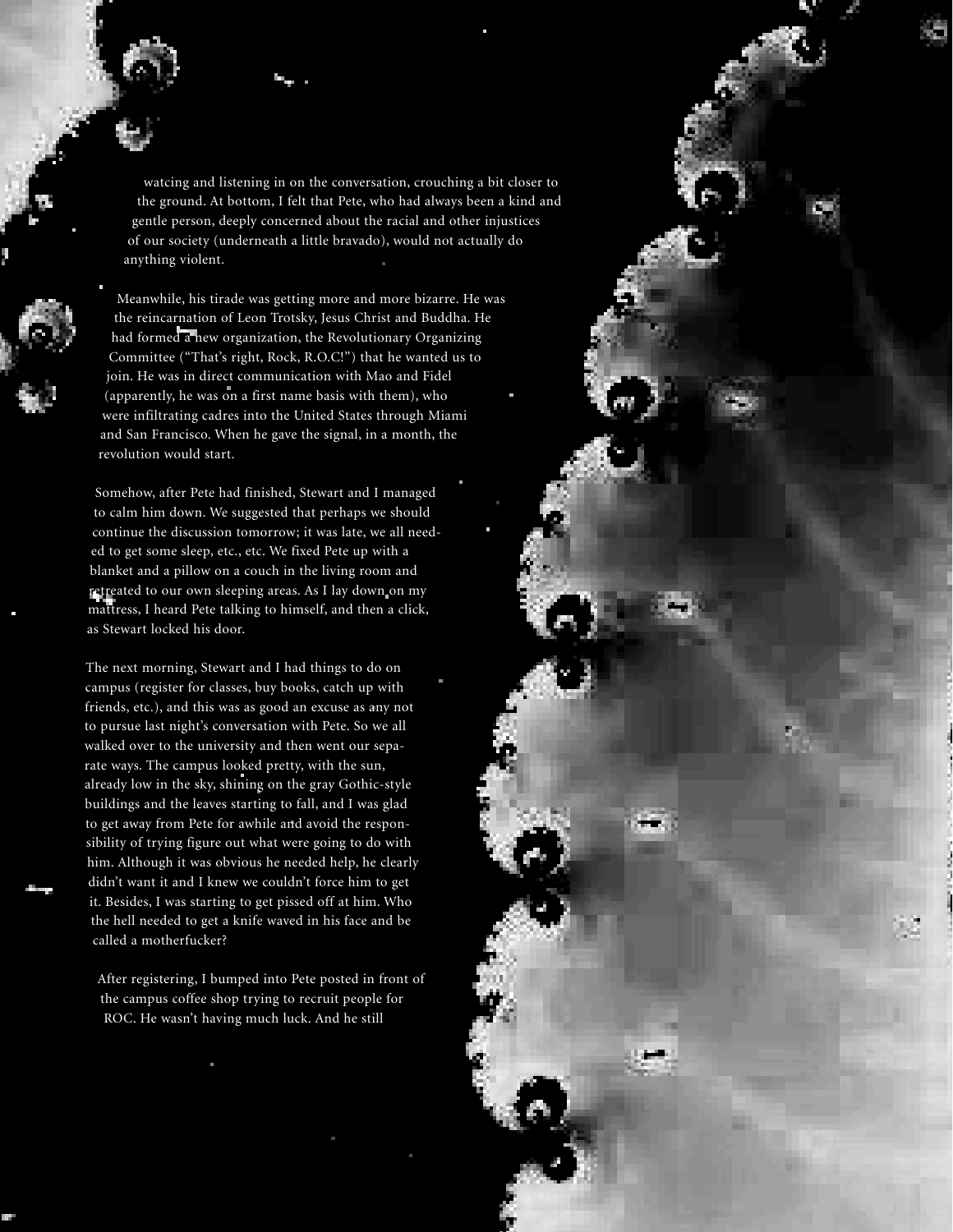watcing and listening in on the conversation, crouching a bit closer to the ground. At bottom, I felt that Pete, who had always been a kind and gentle person, deeply concerned about the racial and other injustices of our society (underneath a little bravado), would not actually do anything violent.

Meanwhile, his tirade was getting more and more bizarre. He was the reincarnation of Leon Trotsky, Jesus Christ and Buddha. He had formed a new organization, the Revolutionary Organizing Committee ("That's right, Rock, R.O.C!") that he wanted us to join. He was in direct communication with Mao and Fidel (apparently, he was on a first name basis with them), who were infiltrating cadres into the United States through Miami and San Francisco. When he gave the signal, in a month, the revolution would start.

Somehow, after Pete had finished, Stewart and I managed to calm him down. We suggested that perhaps we should continue the discussion tomorrow; it was late, we all needed to get some sleep, etc., etc. We fixed Pete up with a blanket and a pillow on a couch in the living room and retreated to our own sleeping areas. As I lay down on my mattress, I heard Pete talking to himself, and then a click, as Stewart locked his door.

The next morning, Stewart and I had things to do on campus (register for classes, buy books, catch up with friends, etc.), and this was as good an excuse as any not to pursue last night's conversation with Pete. So we all walked over to the university and then went our separate ways. The campus looked pretty, with the sun, already low in the sky, shining on the gray Gothic-style buildings and the leaves starting to fall, and I was glad to get away from Pete for awhile and avoid the responsibility of trying figure out what were going to do with him. Although it was obvious he needed help, he clearly didn't want it and I knew we couldn't force him to get it. Besides, I was starting to get pissed off at him. Who the hell needed to get a knife waved in his face and be called a motherfucker?

After registering, I bumped into Pete posted in front of the campus coffee shop trying to recruit people for ROC. He wasn't having much luck. And he still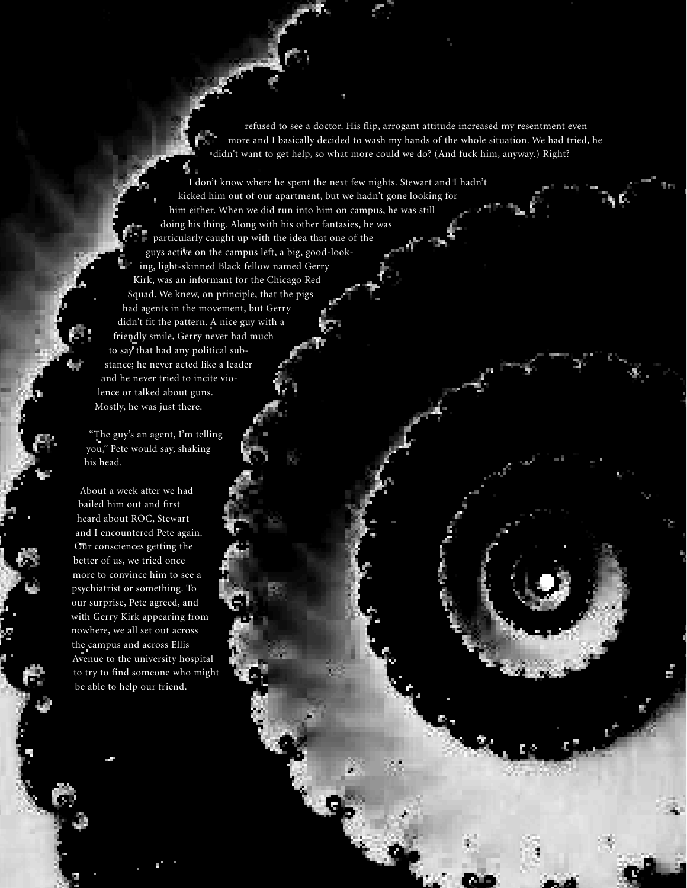refused to see a doctor. His flip, arrogant attitude increased my resentment even more and I basically decided to wash my hands of the whole situation. We had tried, he didn't want to get help, so what more could we do? (And fuck him, anyway.) Right?

I don't know where he spent the next few nights. Stewart and I hadn't kicked him out of our apartment, but we hadn't gone looking for him either. When we did run into him on campus, he was still doing his thing. Along with his other fantasies, he was particularly caught up with the idea that one of the guys active on the campus left, a big, good-looking, light-skinned Black fellow named Gerry Kirk, was an informant for the Chicago Red Squad. We knew, on principle, that the pigs had agents in the movement, but Gerry didn't fit the pattern. A nice guy with a friendly smile, Gerry never had much to say that had any political substance; he never acted like a leader and he never tried to incite violence or talked about guns. Mostly, he was just there.

"The guy's an agent, I'm telling you," Pete would say, shaking his head.

About a week after we had bailed him out and first heard about ROC, Stewart and I encountered Pete again. Our consciences getting the better of us, we tried once more to convince him to see a psychiatrist or something. To our surprise, Pete agreed, and with Gerry Kirk appearing from nowhere, we all set out across the campus and across Ellis Avenue to the university hospital to try to find someone who might be able to help our friend.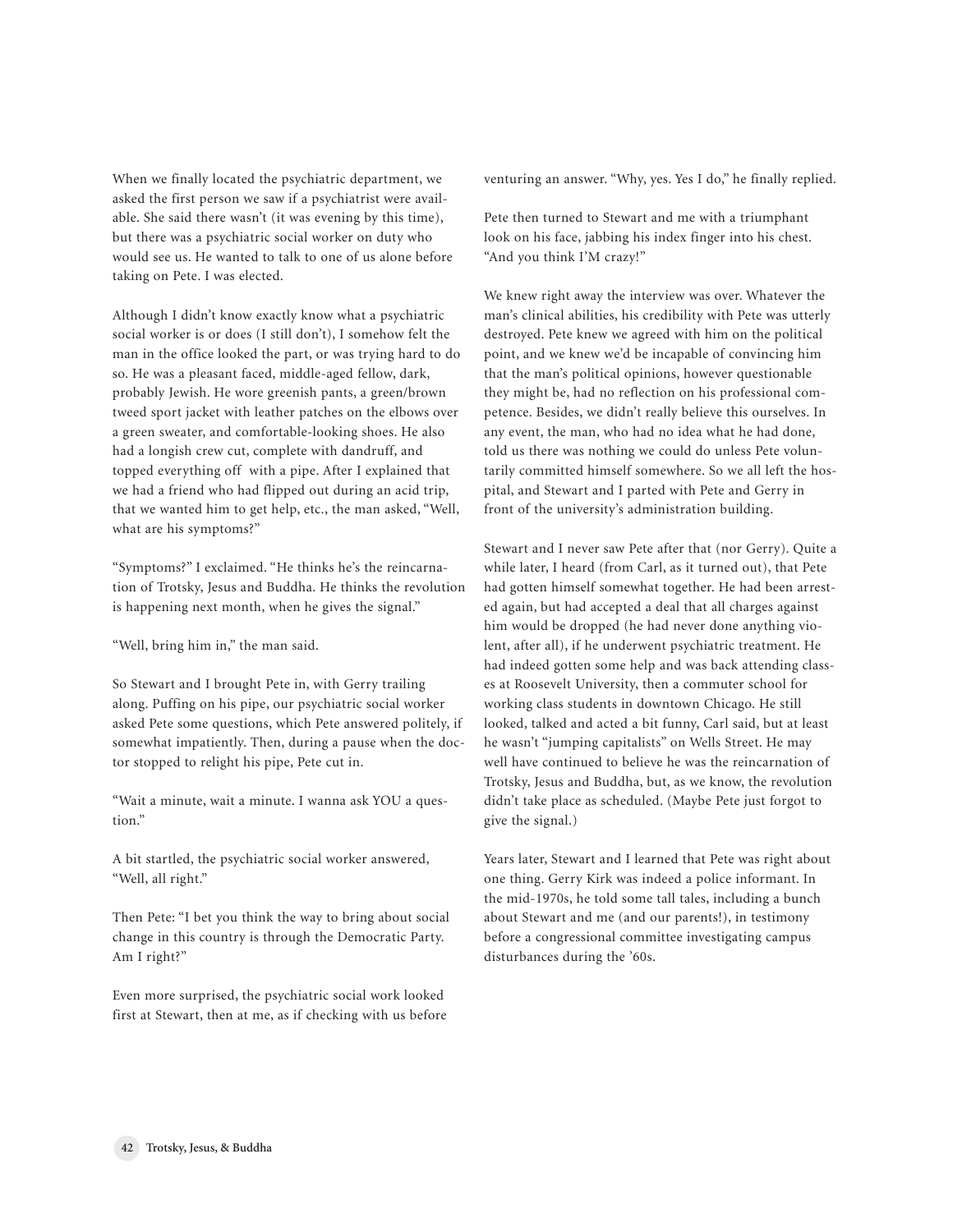When we finally located the psychiatric department, we asked the first person we saw if a psychiatrist were available. She said there wasn't (it was evening by this time), but there was a psychiatric social worker on duty who would see us. He wanted to talk to one of us alone before taking on Pete. I was elected.

Although I didn't know exactly know what a psychiatric social worker is or does (I still don't), I somehow felt the man in the office looked the part, or was trying hard to do so. He was a pleasant faced, middle-aged fellow, dark, probably Jewish. He wore greenish pants, a green/brown tweed sport jacket with leather patches on the elbows over a green sweater, and comfortable-looking shoes. He also had a longish crew cut, complete with dandruff, and topped everything off with a pipe. After I explained that we had a friend who had flipped out during an acid trip, that we wanted him to get help, etc., the man asked, "Well, what are his symptoms?"

"Symptoms?" I exclaimed. "He thinks he's the reincarnation of Trotsky, Jesus and Buddha. He thinks the revolution is happening next month, when he gives the signal."

"Well, bring him in," the man said.

So Stewart and I brought Pete in, with Gerry trailing along. Puffing on his pipe, our psychiatric social worker asked Pete some questions, which Pete answered politely, if somewhat impatiently. Then, during a pause when the doctor stopped to relight his pipe, Pete cut in.

"Wait a minute, wait a minute. I wanna ask YOU a question."

A bit startled, the psychiatric social worker answered, "Well, all right."

Then Pete: "I bet you think the way to bring about social change in this country is through the Democratic Party. Am I right?"

Even more surprised, the psychiatric social work looked first at Stewart, then at me, as if checking with us before venturing an answer. "Why, yes. Yes I do," he finally replied.

Pete then turned to Stewart and me with a triumphant look on his face, jabbing his index finger into his chest. "And you think I'M crazy!"

We knew right away the interview was over. Whatever the man's clinical abilities, his credibility with Pete was utterly destroyed. Pete knew we agreed with him on the political point, and we knew we'd be incapable of convincing him that the man's political opinions, however questionable they might be, had no reflection on his professional competence. Besides, we didn't really believe this ourselves. In any event, the man, who had no idea what he had done, told us there was nothing we could do unless Pete voluntarily committed himself somewhere. So we all left the hospital, and Stewart and I parted with Pete and Gerry in front of the university's administration building.

Stewart and I never saw Pete after that (nor Gerry). Quite a while later, I heard (from Carl, as it turned out), that Pete had gotten himself somewhat together. He had been arrested again, but had accepted a deal that all charges against him would be dropped (he had never done anything violent, after all), if he underwent psychiatric treatment. He had indeed gotten some help and was back attending classes at Roosevelt University, then a commuter school for working class students in downtown Chicago. He still looked, talked and acted a bit funny, Carl said, but at least he wasn't "jumping capitalists" on Wells Street. He may well have continued to believe he was the reincarnation of Trotsky, Jesus and Buddha, but, as we know, the revolution didn't take place as scheduled. (Maybe Pete just forgot to give the signal.)

Years later, Stewart and I learned that Pete was right about one thing. Gerry Kirk was indeed a police informant. In the mid-1970s, he told some tall tales, including a bunch about Stewart and me (and our parents!), in testimony before a congressional committee investigating campus disturbances during the '60s.